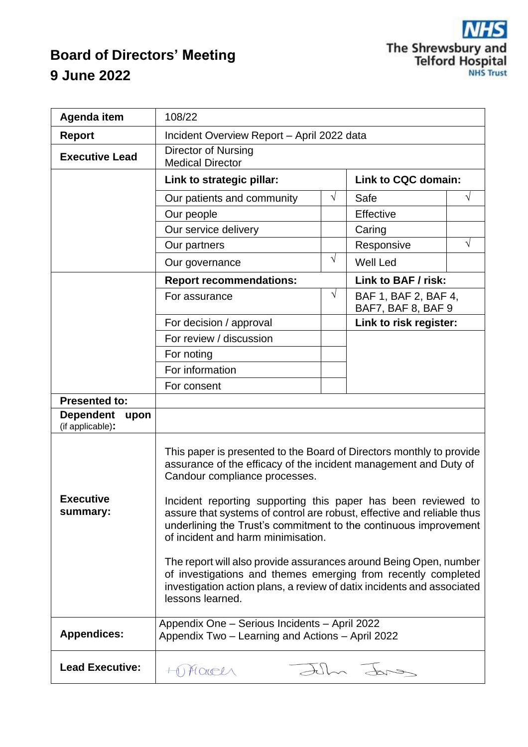# Board of Directors' Meeting
# 9 June 2022

The Shrewsbury and Telford Hospital NHS Trust

| | | | | |
|---|---|---|---|---|
| **Agenda item** | 108/22 | | | |
| **Report** | Incident Overview Report – April 2022 data | | | |
| **Executive Lead** | Director of Nursing<br>Medical Director | | | |
| | **Link to strategic pillar:** | | **Link to CQC domain:** | |
| | Our patients and community | √ | Safe | √ |
| | Our people | | Effective | |
| | Our service delivery | | Caring | |
| | Our partners | | Responsive | √ |
| | Our governance | √ | Well Led | |
| | **Report recommendations:** | | **Link to BAF / risk:** | |
| | For assurance | √ | BAF 1, BAF 2, BAF 4, BAF7, BAF 8, BAF 9 | |
| | For decision / approval | | **Link to risk register:** | |
| | For review / discussion | | | |
| | For noting | | | |
| | For information | | | |
| | For consent | | | |
| **Presented to:** | | | | |
| **Dependent upon** (if applicable)**:** | | | | |
| **Executive summary:** | This paper is presented to the Board of Directors monthly to provide assurance of the efficacy of the incident management and Duty of Candour compliance processes.<br><br>Incident reporting supporting this paper has been reviewed to assure that systems of control are robust, effective and reliable thus underlining the Trust's commitment to the continuous improvement of incident and harm minimisation.<br><br>The report will also provide assurances around Being Open, number of investigations and themes emerging from recently completed investigation action plans, a review of datix incidents and associated lessons learned. | | | |
| **Appendices:** | Appendix One – Serious Incidents – April 2022<br>Appendix Two – Learning and Actions – April 2022 | | | |
| **Lead Executive:** | [signatures] | | | |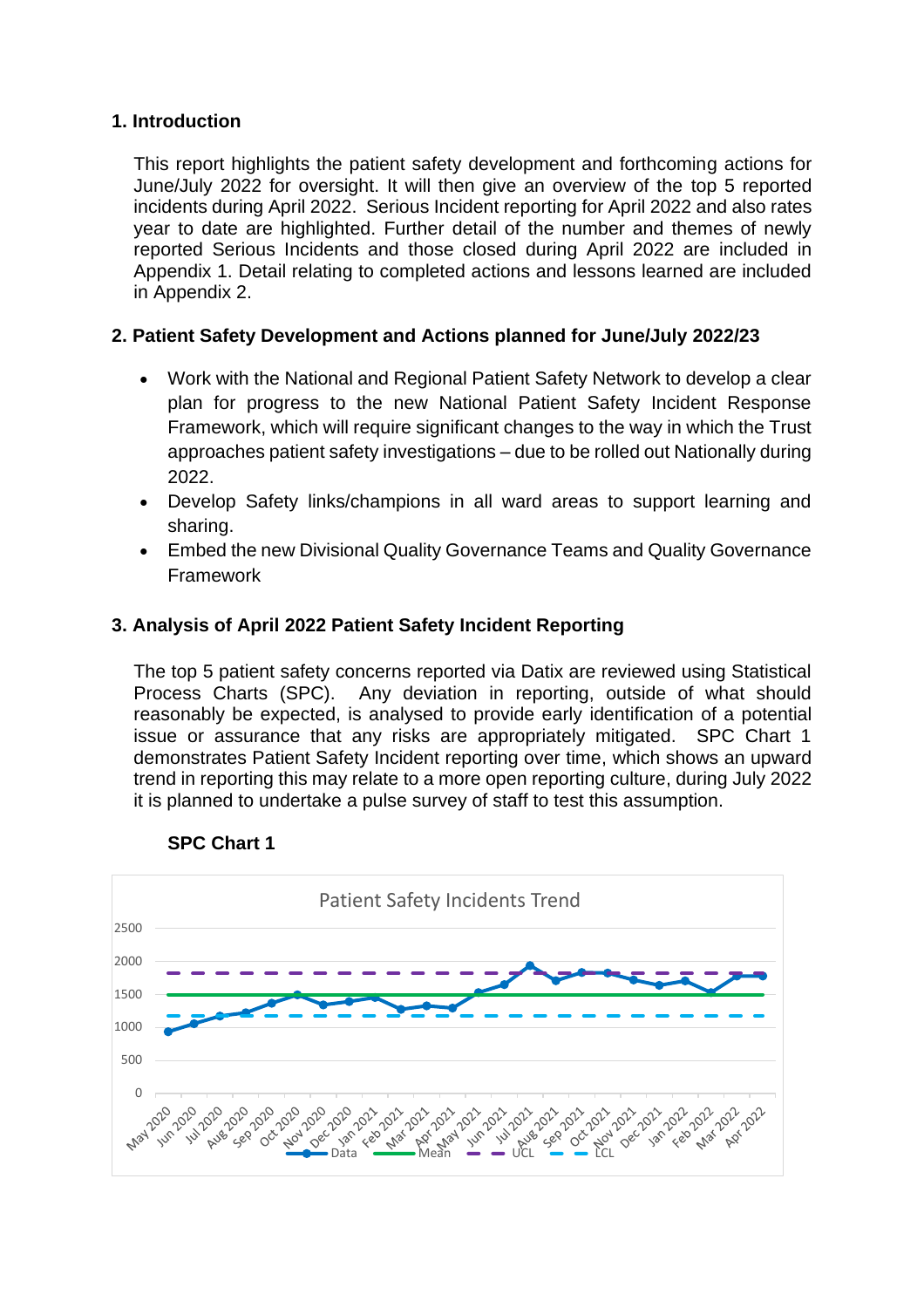## 1. Introduction

This report highlights the patient safety development and forthcoming actions for June/July 2022 for oversight. It will then give an overview of the top 5 reported incidents during April 2022. Serious Incident reporting for April 2022 and also rates year to date are highlighted. Further detail of the number and themes of newly reported Serious Incidents and those closed during April 2022 are included in Appendix 1. Detail relating to completed actions and lessons learned are included in Appendix 2.

## 2. Patient Safety Development and Actions planned for June/July 2022/23

- Work with the National and Regional Patient Safety Network to develop a clear plan for progress to the new National Patient Safety Incident Response Framework, which will require significant changes to the way in which the Trust approaches patient safety investigations – due to be rolled out Nationally during 2022.
- Develop Safety links/champions in all ward areas to support learning and sharing.
- Embed the new Divisional Quality Governance Teams and Quality Governance Framework

## 3. Analysis of April 2022 Patient Safety Incident Reporting

The top 5 patient safety concerns reported via Datix are reviewed using Statistical Process Charts (SPC). Any deviation in reporting, outside of what should reasonably be expected, is analysed to provide early identification of a potential issue or assurance that any risks are appropriately mitigated. SPC Chart 1 demonstrates Patient Safety Incident reporting over time, which shows an upward trend in reporting this may relate to a more open reporting culture, during July 2022 it is planned to undertake a pulse survey of staff to test this assumption.

**SPC Chart 1**

Patient Safety Incidents Trend

(Chart: monthly Data, Mean, UCL and LCL, May 2020 – Apr 2022; y-axis 0–2500)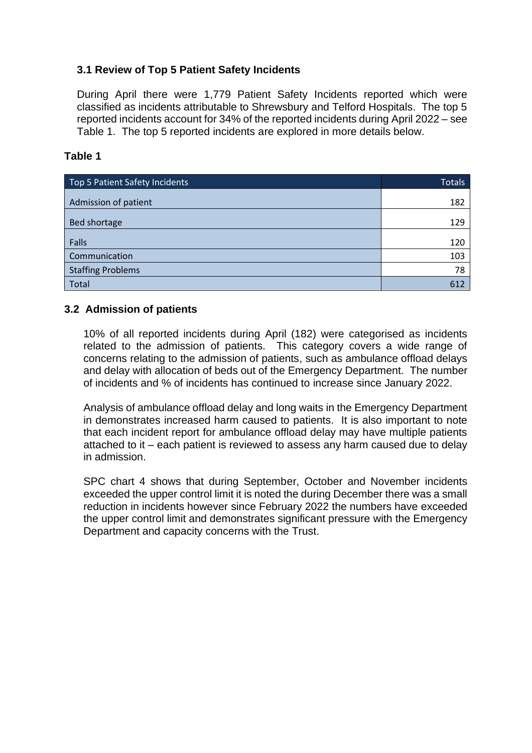### 3.1 Review of Top 5 Patient Safety Incidents

During April there were 1,779 Patient Safety Incidents reported which were classified as incidents attributable to Shrewsbury and Telford Hospitals. The top 5 reported incidents account for 34% of the reported incidents during April 2022 – see Table 1. The top 5 reported incidents are explored in more details below.

**Table 1**

| Top 5 Patient Safety Incidents | Totals |
|---|---|
| Admission of patient | 182 |
| Bed shortage | 129 |
| Falls | 120 |
| Communication | 103 |
| Staffing Problems | 78 |
| Total | 612 |

### 3.2 Admission of patients

10% of all reported incidents during April (182) were categorised as incidents related to the admission of patients. This category covers a wide range of concerns relating to the admission of patients, such as ambulance offload delays and delay with allocation of beds out of the Emergency Department. The number of incidents and % of incidents has continued to increase since January 2022.

Analysis of ambulance offload delay and long waits in the Emergency Department in demonstrates increased harm caused to patients. It is also important to note that each incident report for ambulance offload delay may have multiple patients attached to it – each patient is reviewed to assess any harm caused due to delay in admission.

SPC chart 4 shows that during September, October and November incidents exceeded the upper control limit it is noted the during December there was a small reduction in incidents however since February 2022 the numbers have exceeded the upper control limit and demonstrates significant pressure with the Emergency Department and capacity concerns with the Trust.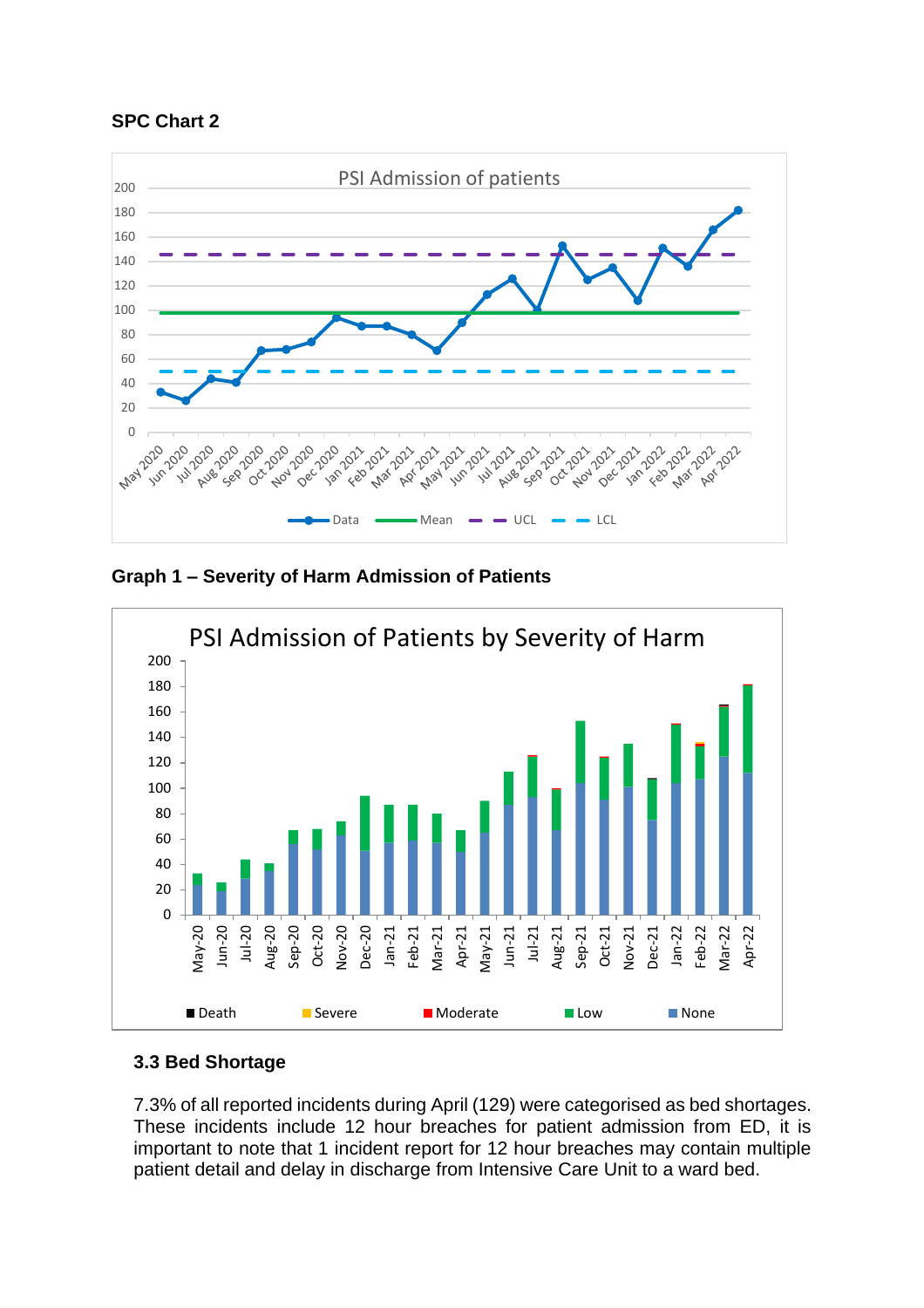**SPC Chart 2**

**Graph 1 – Severity of Harm Admission of Patients**

### 3.3 Bed Shortage

7.3% of all reported incidents during April (129) were categorised as bed shortages. These incidents include 12 hour breaches for patient admission from ED, it is important to note that 1 incident report for 12 hour breaches may contain multiple patient detail and delay in discharge from Intensive Care Unit to a ward bed.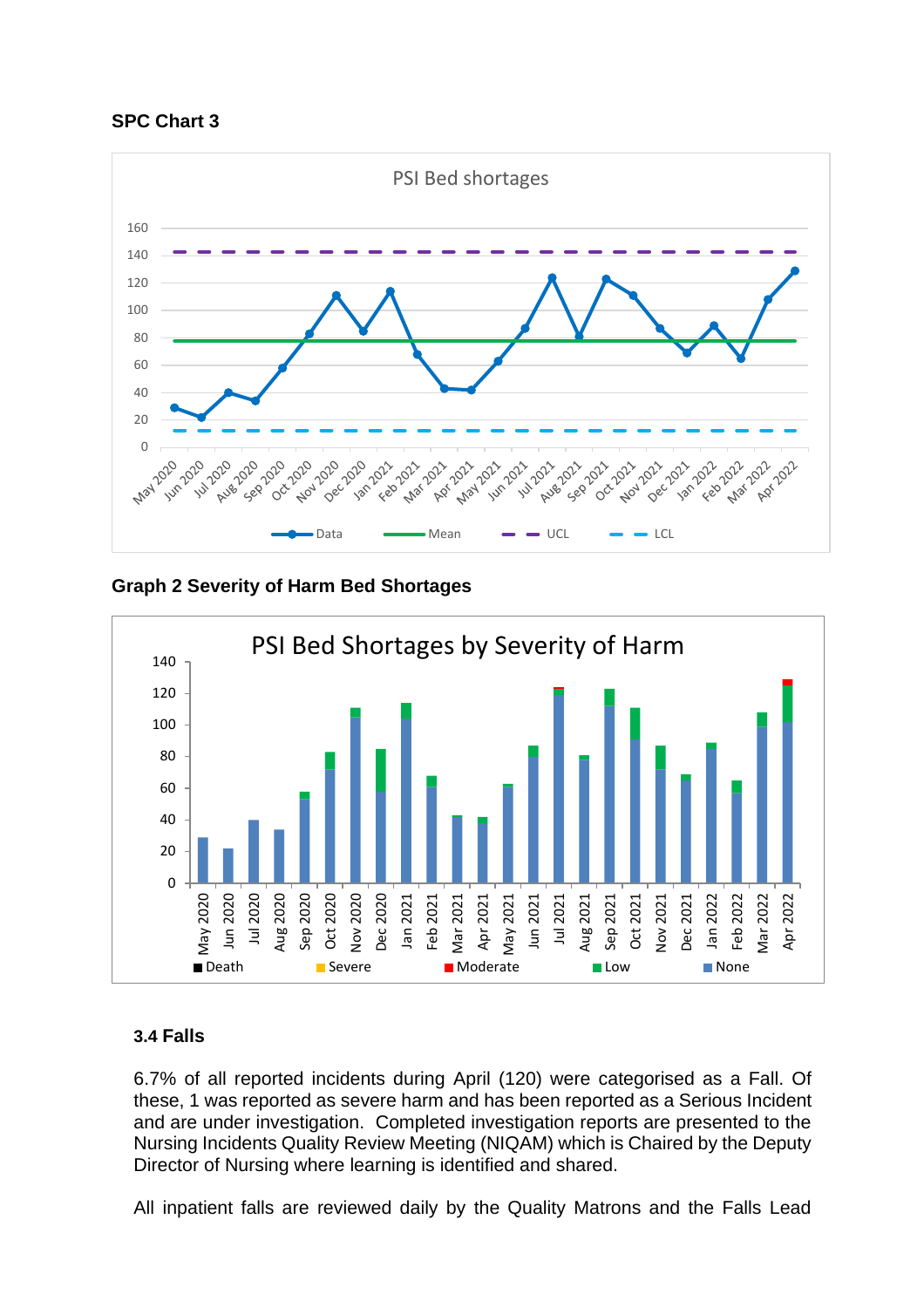**SPC Chart 3**

**Graph 2 Severity of Harm Bed Shortages**

### 3.4 Falls

6.7% of all reported incidents during April (120) were categorised as a Fall. Of these, 1 was reported as severe harm and has been reported as a Serious Incident and are under investigation. Completed investigation reports are presented to the Nursing Incidents Quality Review Meeting (NIQAM) which is Chaired by the Deputy Director of Nursing where learning is identified and shared.

All inpatient falls are reviewed daily by the Quality Matrons and the Falls Lead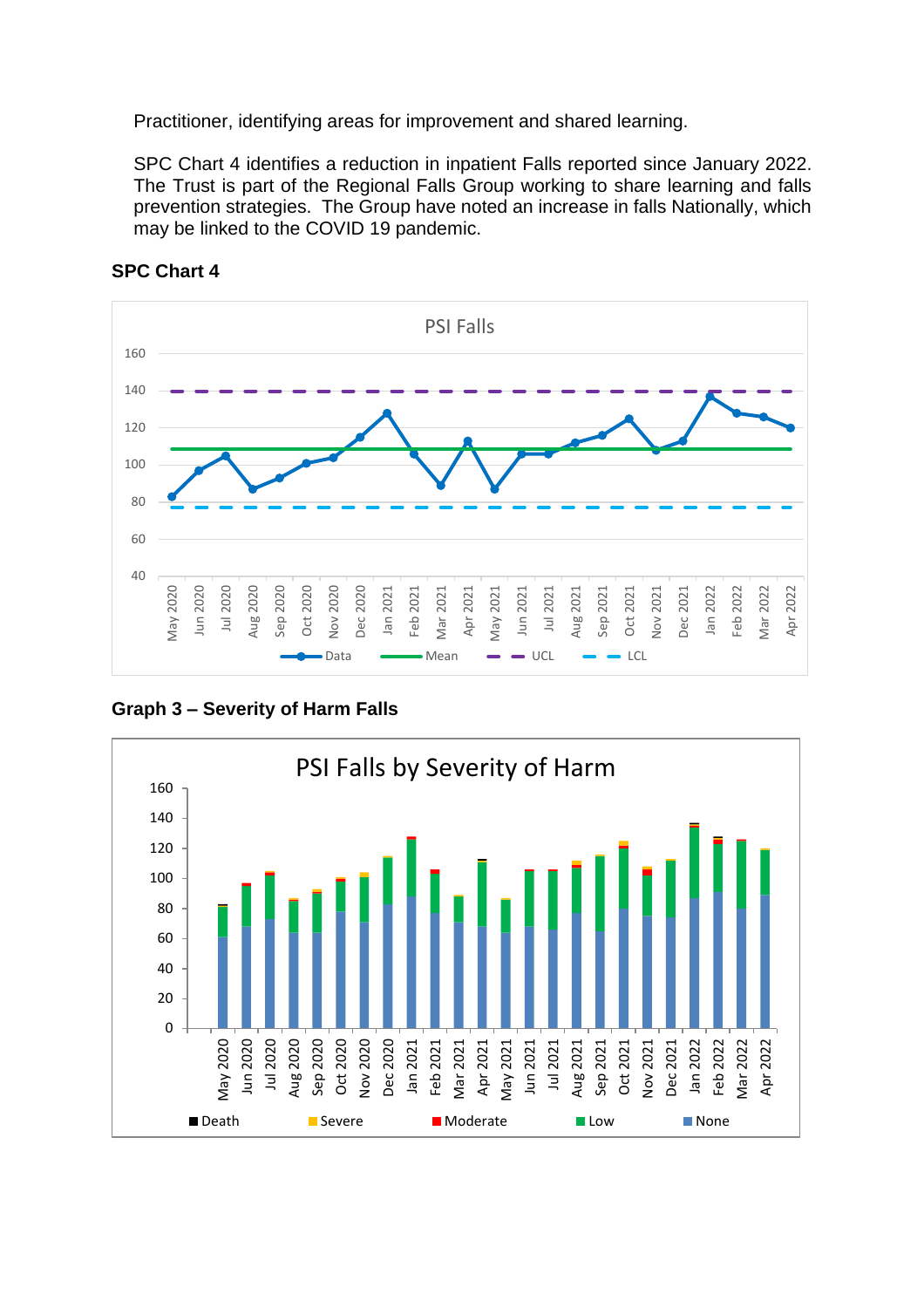Practitioner, identifying areas for improvement and shared learning.

SPC Chart 4 identifies a reduction in inpatient Falls reported since January 2022. The Trust is part of the Regional Falls Group working to share learning and falls prevention strategies. The Group have noted an increase in falls Nationally, which may be linked to the COVID 19 pandemic.

**SPC Chart 4**

**Graph 3 – Severity of Harm Falls**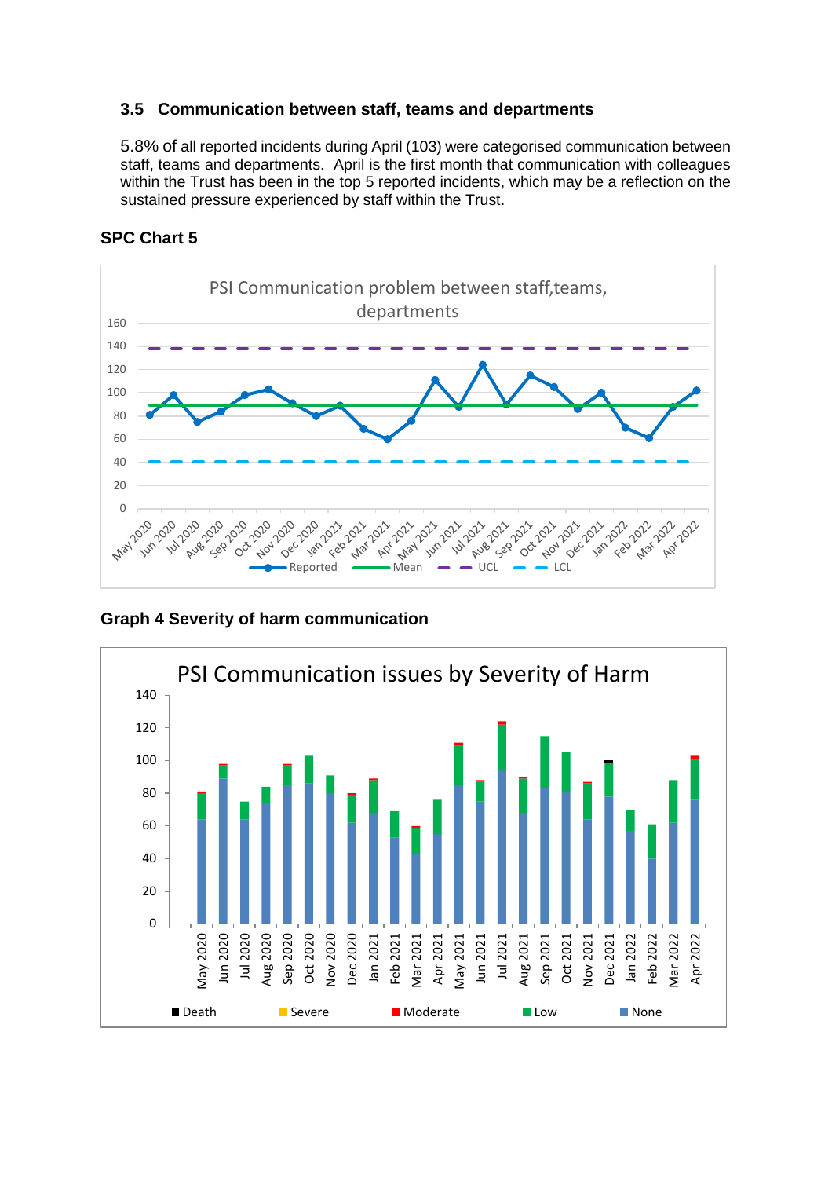### 3.5 Communication between staff, teams and departments

5.8% of all reported incidents during April (103) were categorised communication between staff, teams and departments. April is the first month that communication with colleagues within the Trust has been in the top 5 reported incidents, which may be a reflection on the sustained pressure experienced by staff within the Trust.

**SPC Chart 5**

**Graph 4 Severity of harm communication**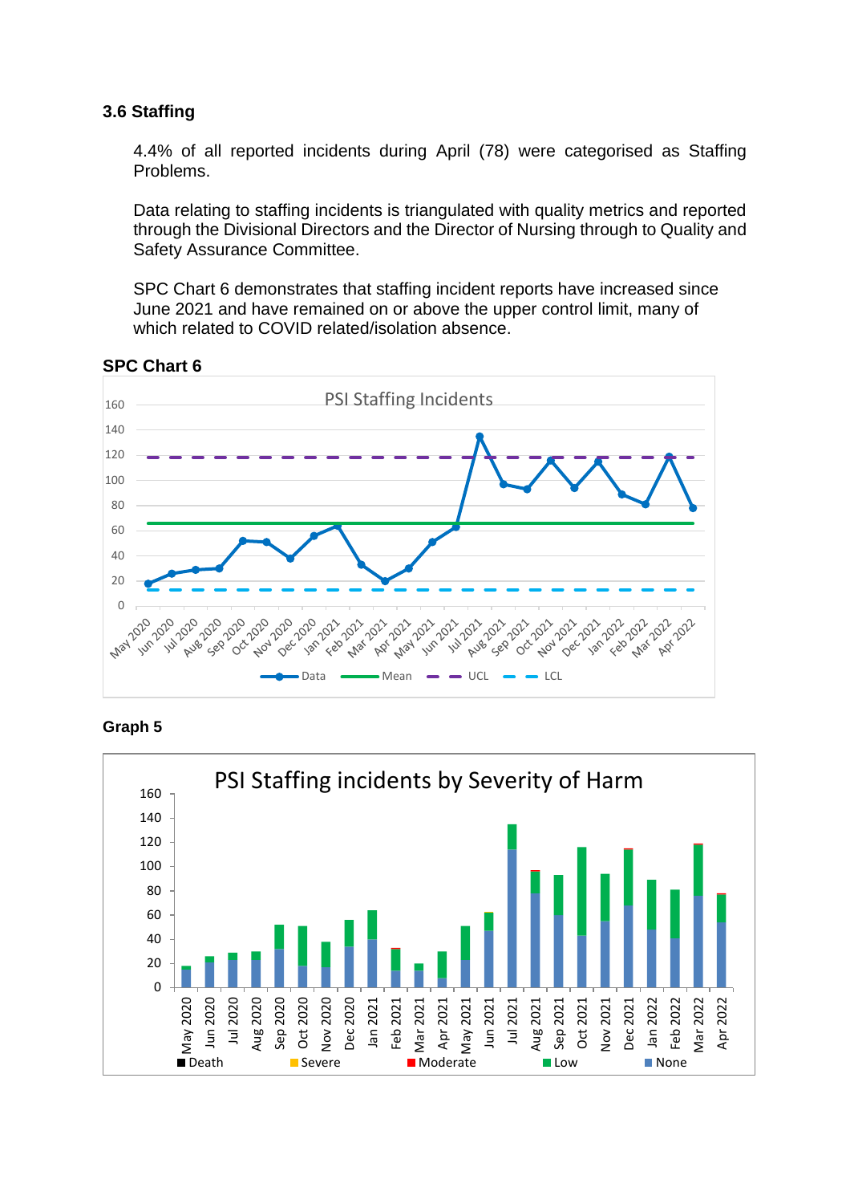### 3.6 Staffing

4.4% of all reported incidents during April (78) were categorised as Staffing Problems.

Data relating to staffing incidents is triangulated with quality metrics and reported through the Divisional Directors and the Director of Nursing through to Quality and Safety Assurance Committee.

SPC Chart 6 demonstrates that staffing incident reports have increased since June 2021 and have remained on or above the upper control limit, many of which related to COVID related/isolation absence.

**SPC Chart 6**

**Graph 5**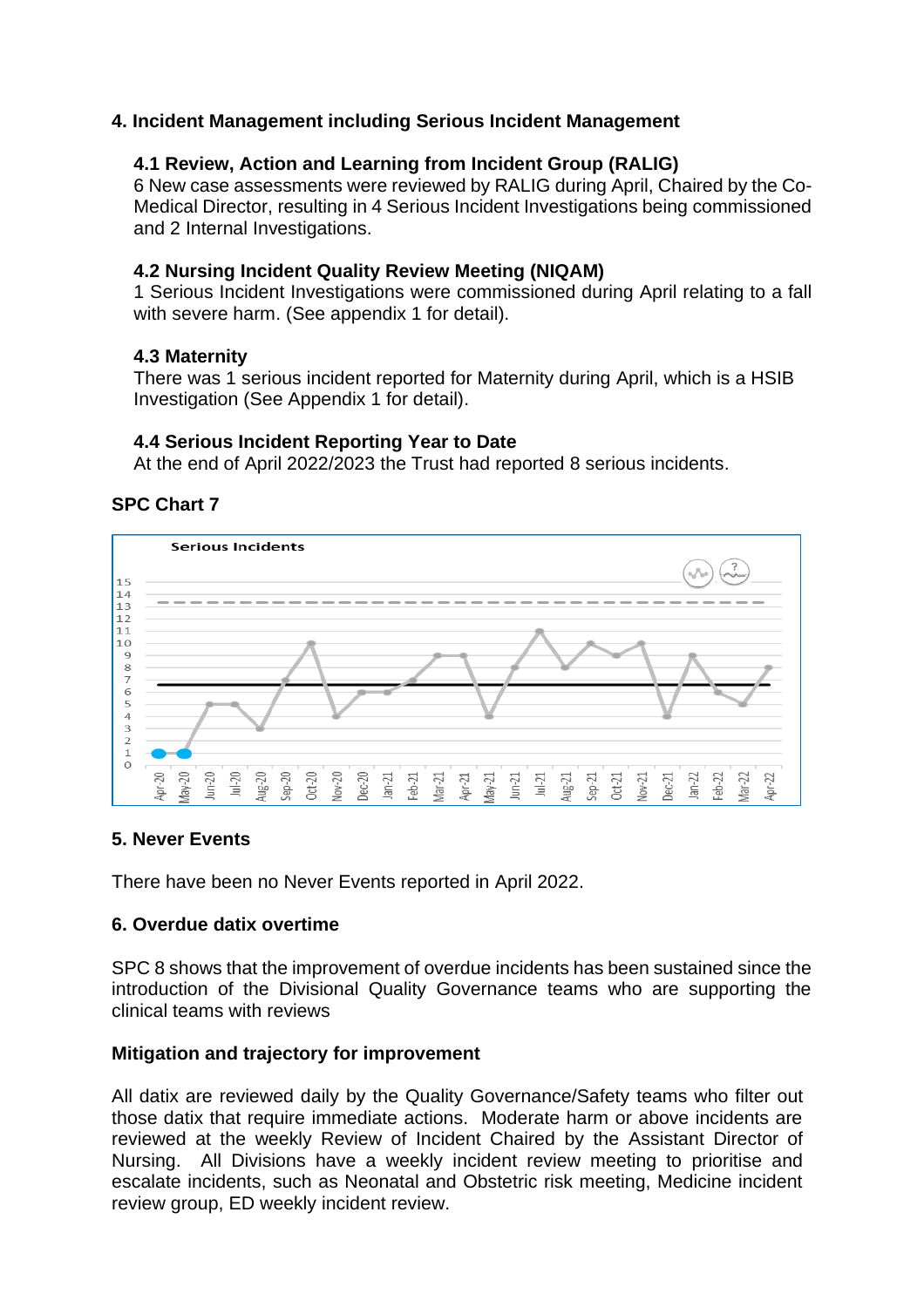## 4. Incident Management including Serious Incident Management

### 4.1 Review, Action and Learning from Incident Group (RALIG)

6 New case assessments were reviewed by RALIG during April, Chaired by the Co-Medical Director, resulting in 4 Serious Incident Investigations being commissioned and 2 Internal Investigations.

### 4.2 Nursing Incident Quality Review Meeting (NIQAM)

1 Serious Incident Investigations were commissioned during April relating to a fall with severe harm. (See appendix 1 for detail).

### 4.3 Maternity

There was 1 serious incident reported for Maternity during April, which is a HSIB Investigation (See Appendix 1 for detail).

### 4.4 Serious Incident Reporting Year to Date

At the end of April 2022/2023 the Trust had reported 8 serious incidents.

**SPC Chart 7**

Serious Incidents

## 5. Never Events

There have been no Never Events reported in April 2022.

## 6. Overdue datix overtime

SPC 8 shows that the improvement of overdue incidents has been sustained since the introduction of the Divisional Quality Governance teams who are supporting the clinical teams with reviews

**Mitigation and trajectory for improvement**

All datix are reviewed daily by the Quality Governance/Safety teams who filter out those datix that require immediate actions. Moderate harm or above incidents are reviewed at the weekly Review of Incident Chaired by the Assistant Director of Nursing. All Divisions have a weekly incident review meeting to prioritise and escalate incidents, such as Neonatal and Obstetric risk meeting, Medicine incident review group, ED weekly incident review.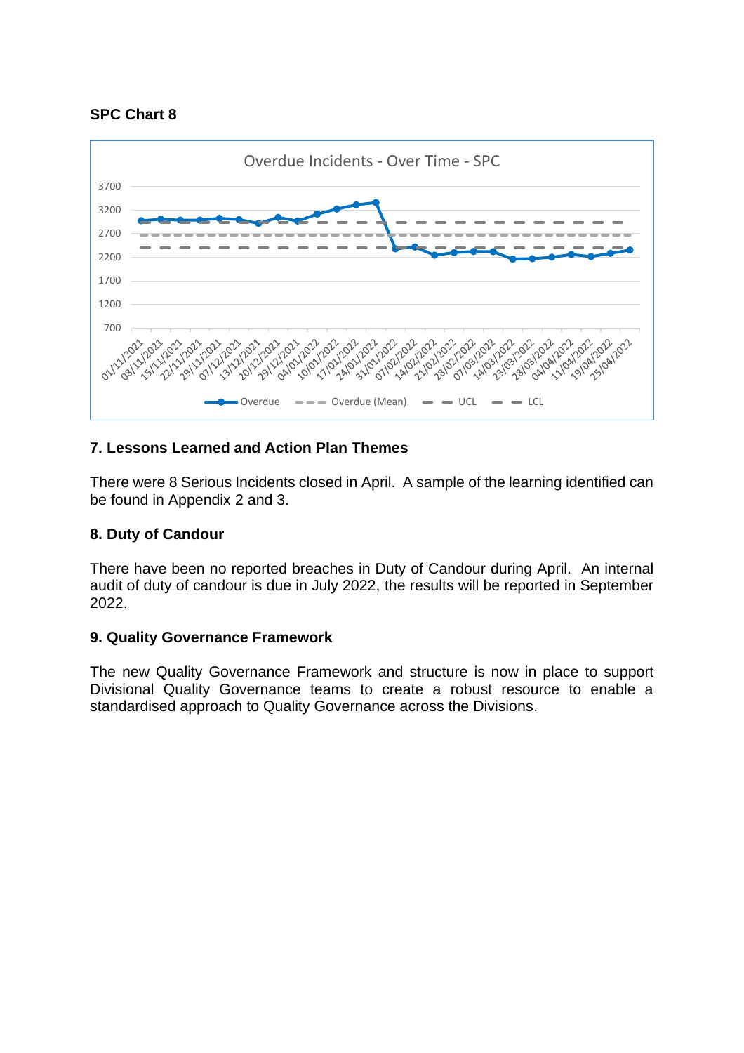**SPC Chart 8**

Overdue Incidents - Over Time - SPC

3700
3200
2700
2200
1700
1200
700

01/11/2021, 08/11/2021, 15/11/2021, 22/11/2021, 29/11/2021, 07/12/2021, 13/12/2021, 20/12/2021, 29/12/2021, 04/01/2022, 10/01/2022, 17/01/2022, 24/01/2022, 31/01/2022, 07/02/2022, 14/02/2022, 21/02/2022, 28/02/2022, 07/03/2022, 14/03/2022, 23/03/2022, 28/03/2022, 04/04/2022, 11/04/2022, 19/04/2022, 25/04/2022

Overdue — Overdue (Mean) — UCL — LCL

## 7. Lessons Learned and Action Plan Themes

There were 8 Serious Incidents closed in April. A sample of the learning identified can be found in Appendix 2 and 3.

## 8. Duty of Candour

There have been no reported breaches in Duty of Candour during April. An internal audit of duty of candour is due in July 2022, the results will be reported in September 2022.

## 9. Quality Governance Framework

The new Quality Governance Framework and structure is now in place to support Divisional Quality Governance teams to create a robust resource to enable a standardised approach to Quality Governance across the Divisions.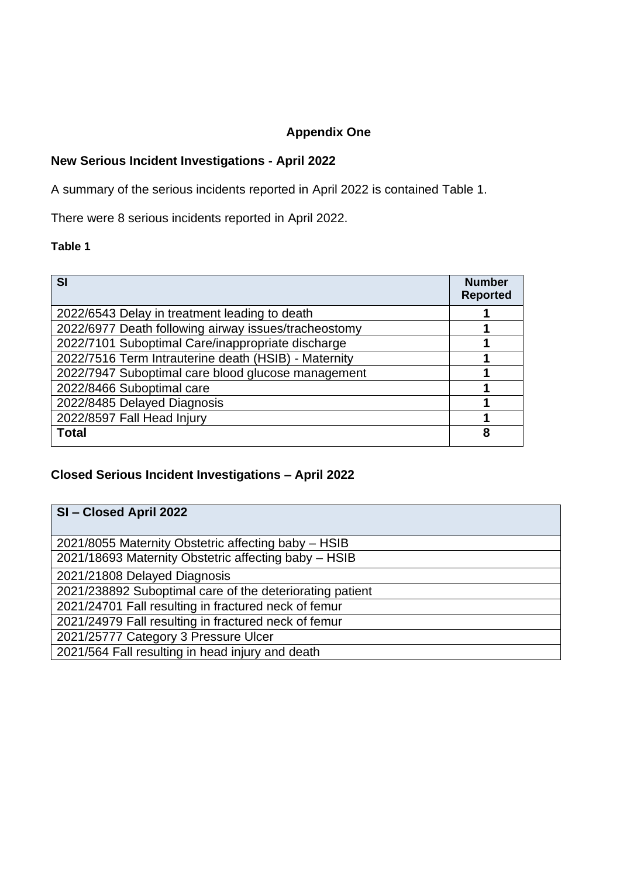## Appendix One

### New Serious Incident Investigations - April 2022

A summary of the serious incidents reported in April 2022 is contained Table 1.

There were 8 serious incidents reported in April 2022.

**Table 1**

| SI | Number Reported |
|---|---|
| 2022/6543 Delay in treatment leading to death | 1 |
| 2022/6977 Death following airway issues/tracheostomy | 1 |
| 2022/7101 Suboptimal Care/inappropriate discharge | 1 |
| 2022/7516 Term Intrauterine death (HSIB) - Maternity | 1 |
| 2022/7947 Suboptimal care blood glucose management | 1 |
| 2022/8466 Suboptimal care | 1 |
| 2022/8485 Delayed Diagnosis | 1 |
| 2022/8597 Fall Head Injury | 1 |
| **Total** | **8** |

### Closed Serious Incident Investigations – April 2022

| SI – Closed April 2022 |
|---|
| 2021/8055 Maternity Obstetric affecting baby – HSIB |
| 2021/18693 Maternity Obstetric affecting baby – HSIB |
| 2021/21808 Delayed Diagnosis |
| 2021/238892 Suboptimal care of the deteriorating patient |
| 2021/24701 Fall resulting in fractured neck of femur |
| 2021/24979 Fall resulting in fractured neck of femur |
| 2021/25777 Category 3 Pressure Ulcer |
| 2021/564 Fall resulting in head injury and death |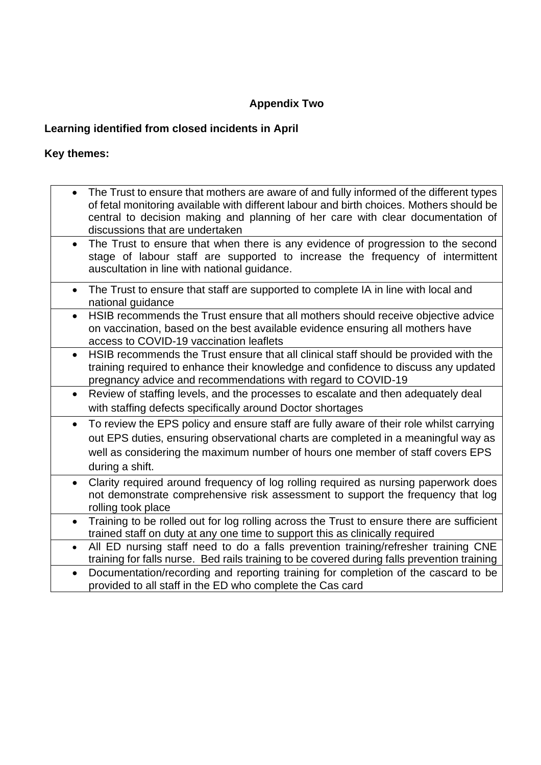**Appendix Two**

**Learning identified from closed incidents in April**

**Key themes:**

| |
|---|
| • The Trust to ensure that mothers are aware of and fully informed of the different types of fetal monitoring available with different labour and birth choices. Mothers should be central to decision making and planning of her care with clear documentation of discussions that are undertaken |
| • The Trust to ensure that when there is any evidence of progression to the second stage of labour staff are supported to increase the frequency of intermittent auscultation in line with national guidance. |
| • The Trust to ensure that staff are supported to complete IA in line with local and national guidance |
| • HSIB recommends the Trust ensure that all mothers should receive objective advice on vaccination, based on the best available evidence ensuring all mothers have access to COVID-19 vaccination leaflets |
| • HSIB recommends the Trust ensure that all clinical staff should be provided with the training required to enhance their knowledge and confidence to discuss any updated pregnancy advice and recommendations with regard to COVID-19 |
| • Review of staffing levels, and the processes to escalate and then adequately deal with staffing defects specifically around Doctor shortages |
| • To review the EPS policy and ensure staff are fully aware of their role whilst carrying out EPS duties, ensuring observational charts are completed in a meaningful way as well as considering the maximum number of hours one member of staff covers EPS during a shift. |
| • Clarity required around frequency of log rolling required as nursing paperwork does not demonstrate comprehensive risk assessment to support the frequency that log rolling took place |
| • Training to be rolled out for log rolling across the Trust to ensure there are sufficient trained staff on duty at any one time to support this as clinically required |
| • All ED nursing staff need to do a falls prevention training/refresher training CNE training for falls nurse. Bed rails training to be covered during falls prevention training |
| • Documentation/recording and reporting training for completion of the cascard to be provided to all staff in the ED who complete the Cas card |